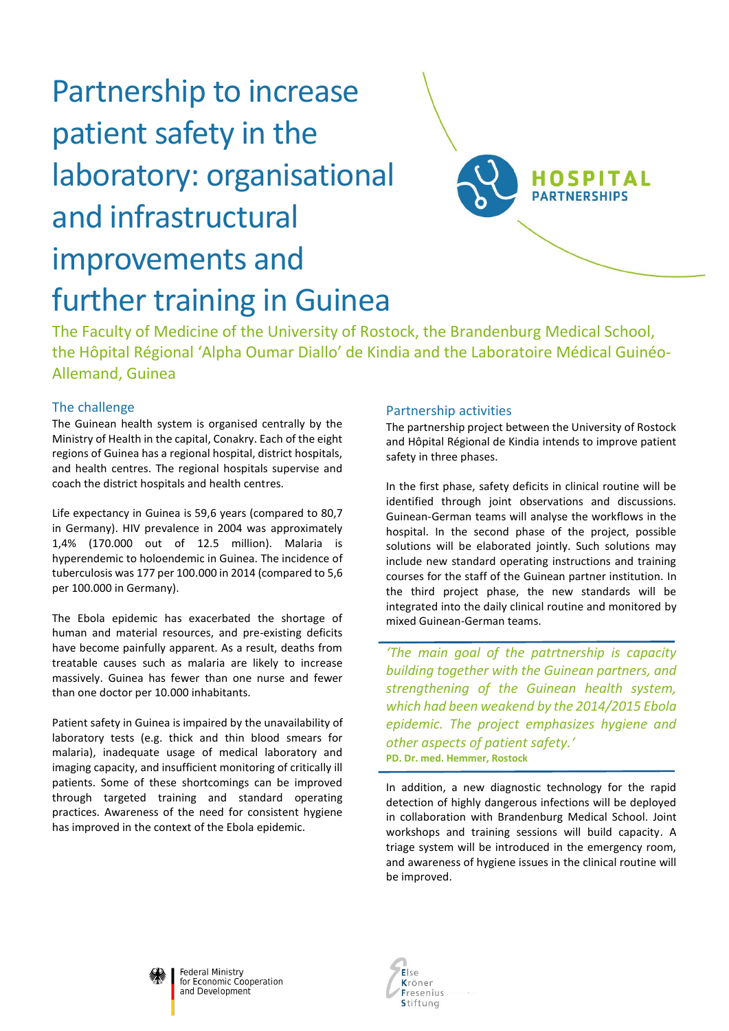# Partnership to increase patient safety in the laboratory: organisational and infrastructural improvements and further training in Guinea

HOSPITAL PARTNERSHIPS

The Faculty of Medicine of the University of Rostock, the Brandenburg Medical School, the Hôpital Régional 'Alpha Oumar Diallo' de Kindia and the Laboratoire Médical Guinéo-Allemand, Guinea

## The challenge

The Guinean health system is organised centrally by the Ministry of Health in the capital, Conakry. Each of the eight regions of Guinea has a regional hospital, district hospitals, and health centres. The regional hospitals supervise and coach the district hospitals and health centres.

Life expectancy in Guinea is 59,6 years (compared to 80,7 in Germany). HIV prevalence in 2004 was approximately 1,4% (170.000 out of 12.5 million). Malaria is hyperendemic to holoendemic in Guinea. The incidence of tuberculosis was 177 per 100.000 in 2014 (compared to 5,6 per 100.000 in Germany).

The Ebola epidemic has exacerbated the shortage of human and material resources, and pre-existing deficits have become painfully apparent. As a result, deaths from treatable causes such as malaria are likely to increase massively. Guinea has fewer than one nurse and fewer than one doctor per 10.000 inhabitants.

Patient safety in Guinea is impaired by the unavailability of laboratory tests (e.g. thick and thin blood smears for malaria), inadequate usage of medical laboratory and imaging capacity, and insufficient monitoring of critically ill patients. Some of these shortcomings can be improved through targeted training and standard operating practices. Awareness of the need for consistent hygiene has improved in the context of the Ebola epidemic.

## Partnership activities

The partnership project between the University of Rostock and Hôpital Régional de Kindia intends to improve patient safety in three phases.

In the first phase, safety deficits in clinical routine will be identified through joint observations and discussions. Guinean-German teams will analyse the workflows in the hospital. In the second phase of the project, possible solutions will be elaborated jointly. Such solutions may include new standard operating instructions and training courses for the staff of the Guinean partner institution. In the third project phase, the new standards will be integrated into the daily clinical routine and monitored by mixed Guinean-German teams.

> *'The main goal of the patrtnership is capacity building together with the Guinean partners, and strengthening of the Guinean health system, which had been weakend by the 2014/2015 Ebola epidemic. The project emphasizes hygiene and other aspects of patient safety.'*
>
> **PD. Dr. med. Hemmer, Rostock**

In addition, a new diagnostic technology for the rapid detection of highly dangerous infections will be deployed in collaboration with Brandenburg Medical School. Joint workshops and training sessions will build capacity. A triage system will be introduced in the emergency room, and awareness of hygiene issues in the clinical routine will be improved.

Federal Ministry for Economic Cooperation and Development

Else Kröner Fresenius Stiftung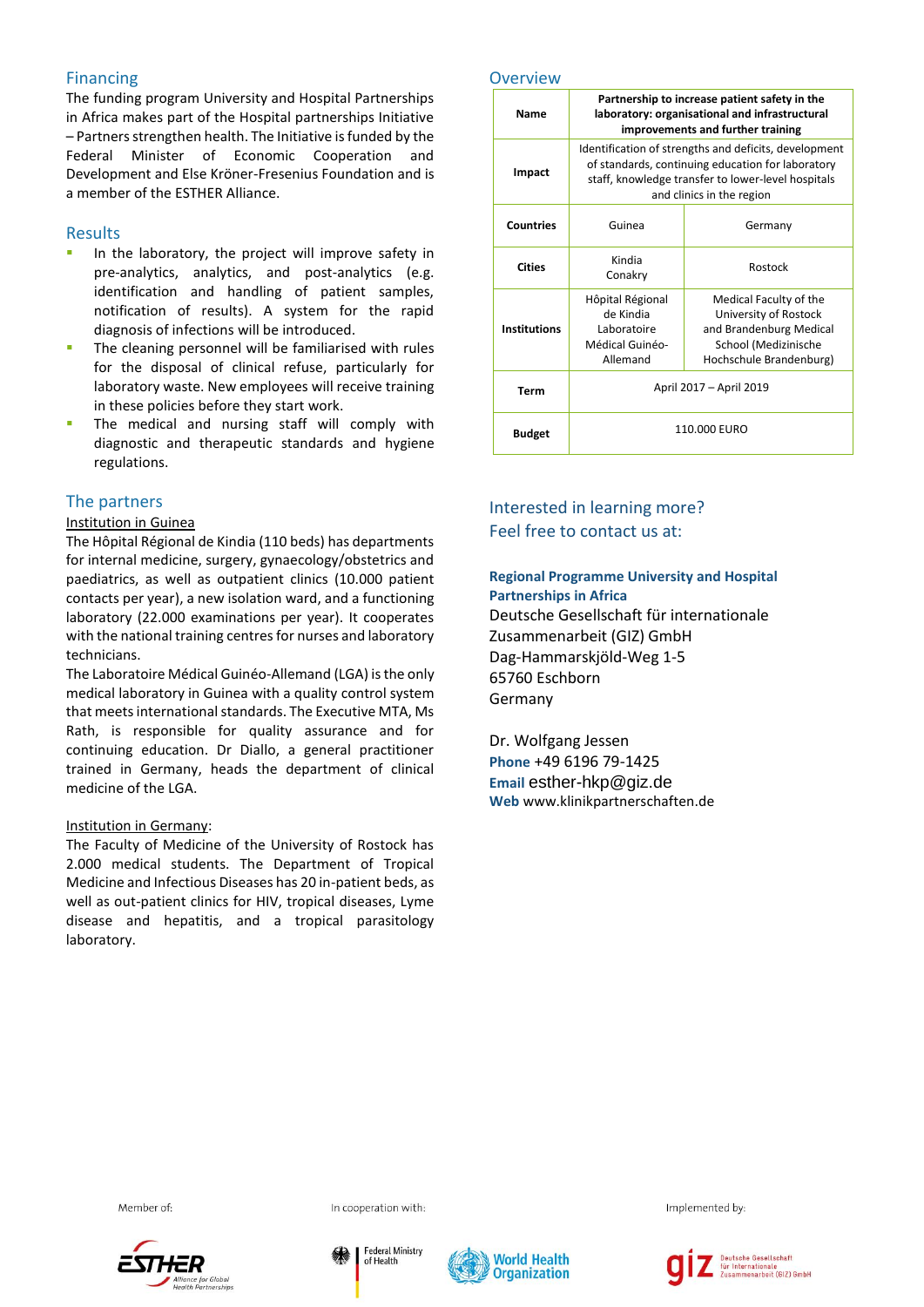## Financing

The funding program University and Hospital Partnerships in Africa makes part of the Hospital partnerships Initiative – Partners strengthen health. The Initiative is funded by the Federal Minister of Economic Cooperation and Development and Else Kröner-Fresenius Foundation and is a member of the ESTHER Alliance.

## Results

- In the laboratory, the project will improve safety in pre-analytics, analytics, and post-analytics (e.g. identification and handling of patient samples, notification of results). A system for the rapid diagnosis of infections will be introduced.
- The cleaning personnel will be familiarised with rules for the disposal of clinical refuse, particularly for laboratory waste. New employees will receive training in these policies before they start work.
- The medical and nursing staff will comply with diagnostic and therapeutic standards and hygiene regulations.

## The partners

Institution in Guinea

The Hôpital Régional de Kindia (110 beds) has departments for internal medicine, surgery, gynaecology/obstetrics and paediatrics, as well as outpatient clinics (10.000 patient contacts per year), a new isolation ward, and a functioning laboratory (22.000 examinations per year). It cooperates with the national training centres for nurses and laboratory technicians.

The Laboratoire Médical Guinéo-Allemand (LGA) is the only medical laboratory in Guinea with a quality control system that meets international standards. The Executive MTA, Ms Rath, is responsible for quality assurance and for continuing education. Dr Diallo, a general practitioner trained in Germany, heads the department of clinical medicine of the LGA.

Institution in Germany:

The Faculty of Medicine of the University of Rostock has 2.000 medical students. The Department of Tropical Medicine and Infectious Diseases has 20 in-patient beds, as well as out-patient clinics for HIV, tropical diseases, Lyme disease and hepatitis, and a tropical parasitology laboratory.

## Overview

| | | |
|---|---|---|
| **Name** | **Partnership to increase patient safety in the laboratory: organisational and infrastructural improvements and further training** | |
| **Impact** | Identification of strengths and deficits, development of standards, continuing education for laboratory staff, knowledge transfer to lower-level hospitals and clinics in the region | |
| **Countries** | Guinea | Germany |
| **Cities** | Kindia Conakry | Rostock |
| **Institutions** | Hôpital Régional de Kindia Laboratoire Médical Guinéo-Allemand | Medical Faculty of the University of Rostock and Brandenburg Medical School (Medizinische Hochschule Brandenburg) |
| **Term** | April 2017 – April 2019 | |
| **Budget** | 110.000 EURO | |

## Interested in learning more? Feel free to contact us at:

**Regional Programme University and Hospital Partnerships in Africa**
Deutsche Gesellschaft für internationale Zusammenarbeit (GIZ) GmbH
Dag-Hammarskjöld-Weg 1-5
65760 Eschborn
Germany

Dr. Wolfgang Jessen
**Phone** +49 6196 79-1425
**Email** esther-hkp@giz.de
**Web** www.klinikpartnerschaften.de

Member of: ESTHER Alliance for Global Health Partnerships

In cooperation with: Federal Ministry of Health, World Health Organization

Implemented by: giz Deutsche Gesellschaft für Internationale Zusammenarbeit (GIZ) GmbH